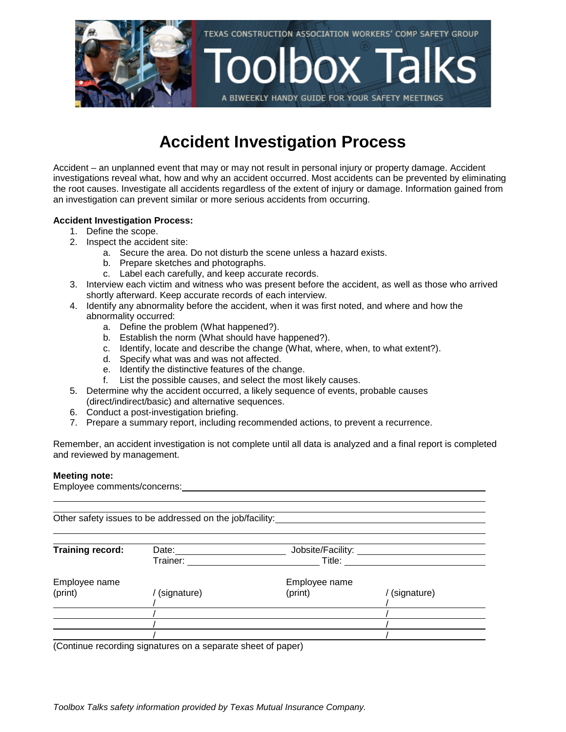TEXAS CONSTRUCTION ASSOCIATION WORKERS' COMP SAFETY GROUP

# Toolbox Talks

A BIWEEKLY HANDY GUIDE FOR YOUR SAFETY MEETINGS

## Accident Investigation Process

Accident – an unplanned event that may or may not result in personal injury or property damage. Accident investigations reveal what, how and why an accident occurred. Most accidents can be prevented by eliminating the root causes. Investigate all accidents regardless of the extent of injury or damage. Information gained from an investigation can prevent similar or more serious accidents from occurring.

**Accident Investigation Process:**

1. Define the scope.
2. Inspect the accident site:
   a. Secure the area. Do not disturb the scene unless a hazard exists.
   b. Prepare sketches and photographs.
   c. Label each carefully, and keep accurate records.
3. Interview each victim and witness who was present before the accident, as well as those who arrived shortly afterward. Keep accurate records of each interview.
4. Identify any abnormality before the accident, when it was first noted, and where and how the abnormality occurred:
   a. Define the problem (What happened?).
   b. Establish the norm (What should have happened?).
   c. Identify, locate and describe the change (What, where, when, to what extent?).
   d. Specify what was and was not affected.
   e. Identify the distinctive features of the change.
   f. List the possible causes, and select the most likely causes.
5. Determine why the accident occurred, a likely sequence of events, probable causes (direct/indirect/basic) and alternative sequences.
6. Conduct a post-investigation briefing.
7. Prepare a summary report, including recommended actions, to prevent a recurrence.

Remember, an accident investigation is not complete until all data is analyzed and a final report is completed and reviewed by management.

**Meeting note:**

Employee comments/concerns: ______________________________________________

___________________________________________________________________________

___________________________________________________________________________

Other safety issues to be addressed on the job/facility: _______________________

___________________________________________________________________________

___________________________________________________________________________

| **Training record:** | Date: ______________ | Jobsite/Facility: ______________ |
|---|---|---|
| | Trainer: ______________ | Title: ______________ |

| Employee name (print) | / (signature) | Employee name (print) | / (signature) |
|---|---|---|---|
| | / | | / |
| | / | | / |
| | / | | / |
| | / | | / |

(Continue recording signatures on a separate sheet of paper)

*Toolbox Talks safety information provided by Texas Mutual Insurance Company.*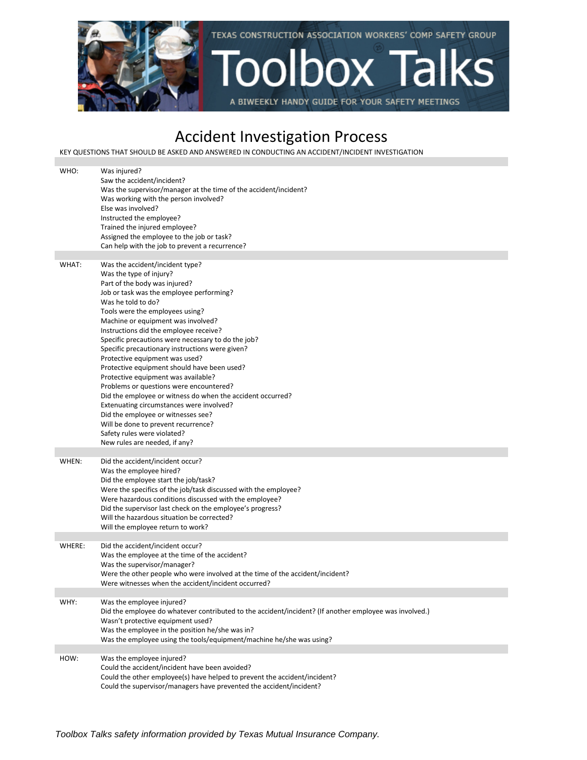TEXAS CONSTRUCTION ASSOCIATION WORKERS' COMP SAFETY GROUP

# Toolbox Talks

A BIWEEKLY HANDY GUIDE FOR YOUR SAFETY MEETINGS

## Accident Investigation Process

KEY QUESTIONS THAT SHOULD BE ASKED AND ANSWERED IN CONDUCTING AN ACCIDENT/INCIDENT INVESTIGATION

| | |
|---|---|
| WHO: | Was injured?<br>Saw the accident/incident?<br>Was the supervisor/manager at the time of the accident/incident?<br>Was working with the person involved?<br>Else was involved?<br>Instructed the employee?<br>Trained the injured employee?<br>Assigned the employee to the job or task?<br>Can help with the job to prevent a recurrence? |
| WHAT: | Was the accident/incident type?<br>Was the type of injury?<br>Part of the body was injured?<br>Job or task was the employee performing?<br>Was he told to do?<br>Tools were the employees using?<br>Machine or equipment was involved?<br>Instructions did the employee receive?<br>Specific precautions were necessary to do the job?<br>Specific precautionary instructions were given?<br>Protective equipment was used?<br>Protective equipment should have been used?<br>Protective equipment was available?<br>Problems or questions were encountered?<br>Did the employee or witness do when the accident occurred?<br>Extenuating circumstances were involved?<br>Did the employee or witnesses see?<br>Will be done to prevent recurrence?<br>Safety rules were violated?<br>New rules are needed, if any? |
| WHEN: | Did the accident/incident occur?<br>Was the employee hired?<br>Did the employee start the job/task?<br>Were the specifics of the job/task discussed with the employee?<br>Were hazardous conditions discussed with the employee?<br>Did the supervisor last check on the employee's progress?<br>Will the hazardous situation be corrected?<br>Will the employee return to work? |
| WHERE: | Did the accident/incident occur?<br>Was the employee at the time of the accident?<br>Was the supervisor/manager?<br>Were the other people who were involved at the time of the accident/incident?<br>Were witnesses when the accident/incident occurred? |
| WHY: | Was the employee injured?<br>Did the employee do whatever contributed to the accident/incident? (If another employee was involved.)<br>Wasn't protective equipment used?<br>Was the employee in the position he/she was in?<br>Was the employee using the tools/equipment/machine he/she was using? |
| HOW: | Was the employee injured?<br>Could the accident/incident have been avoided?<br>Could the other employee(s) have helped to prevent the accident/incident?<br>Could the supervisor/managers have prevented the accident/incident? |

*Toolbox Talks safety information provided by Texas Mutual Insurance Company.*